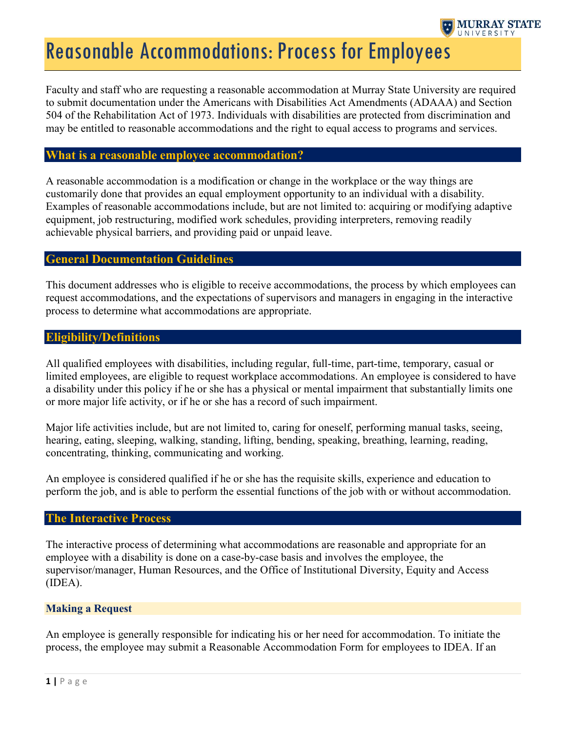# Reasonable Accommodations: Process for Employees

Faculty and staff who are requesting a reasonable accommodation at Murray State University are required to submit documentation under the Americans with Disabilities Act Amendments (ADAAA) and Section 504 of the Rehabilitation Act of 1973. Individuals with disabilities are protected from discrimination and may be entitled to reasonable accommodations and the right to equal access to programs and services.

## What is a reasonable employee accommodation?

A reasonable accommodation is a modification or change in the workplace or the way things are customarily done that provides an equal employment opportunity to an individual with a disability. Examples of reasonable accommodations include, but are not limited to: acquiring or modifying adaptive equipment, job restructuring, modified work schedules, providing interpreters, removing readily achievable physical barriers, and providing paid or unpaid leave.

## General Documentation Guidelines

This document addresses who is eligible to receive accommodations, the process by which employees can request accommodations, and the expectations of supervisors and managers in engaging in the interactive process to determine what accommodations are appropriate.

## Eligibility/Definitions

All qualified employees with disabilities, including regular, full-time, part-time, temporary, casual or limited employees, are eligible to request workplace accommodations. An employee is considered to have a disability under this policy if he or she has a physical or mental impairment that substantially limits one or more major life activity, or if he or she has a record of such impairment.

Major life activities include, but are not limited to, caring for oneself, performing manual tasks, seeing, hearing, eating, sleeping, walking, standing, lifting, bending, speaking, breathing, learning, reading, concentrating, thinking, communicating and working.

An employee is considered qualified if he or she has the requisite skills, experience and education to perform the job, and is able to perform the essential functions of the job with or without accommodation.

## The Interactive Process

The interactive process of determining what accommodations are reasonable and appropriate for an employee with a disability is done on a case-by-case basis and involves the employee, the supervisor/manager, Human Resources, and the Office of Institutional Diversity, Equity and Access (IDEA).

### Making a Request

An employee is generally responsible for indicating his or her need for accommodation. To initiate the process, the employee may submit a Reasonable Accommodation Form for employees to IDEA. If an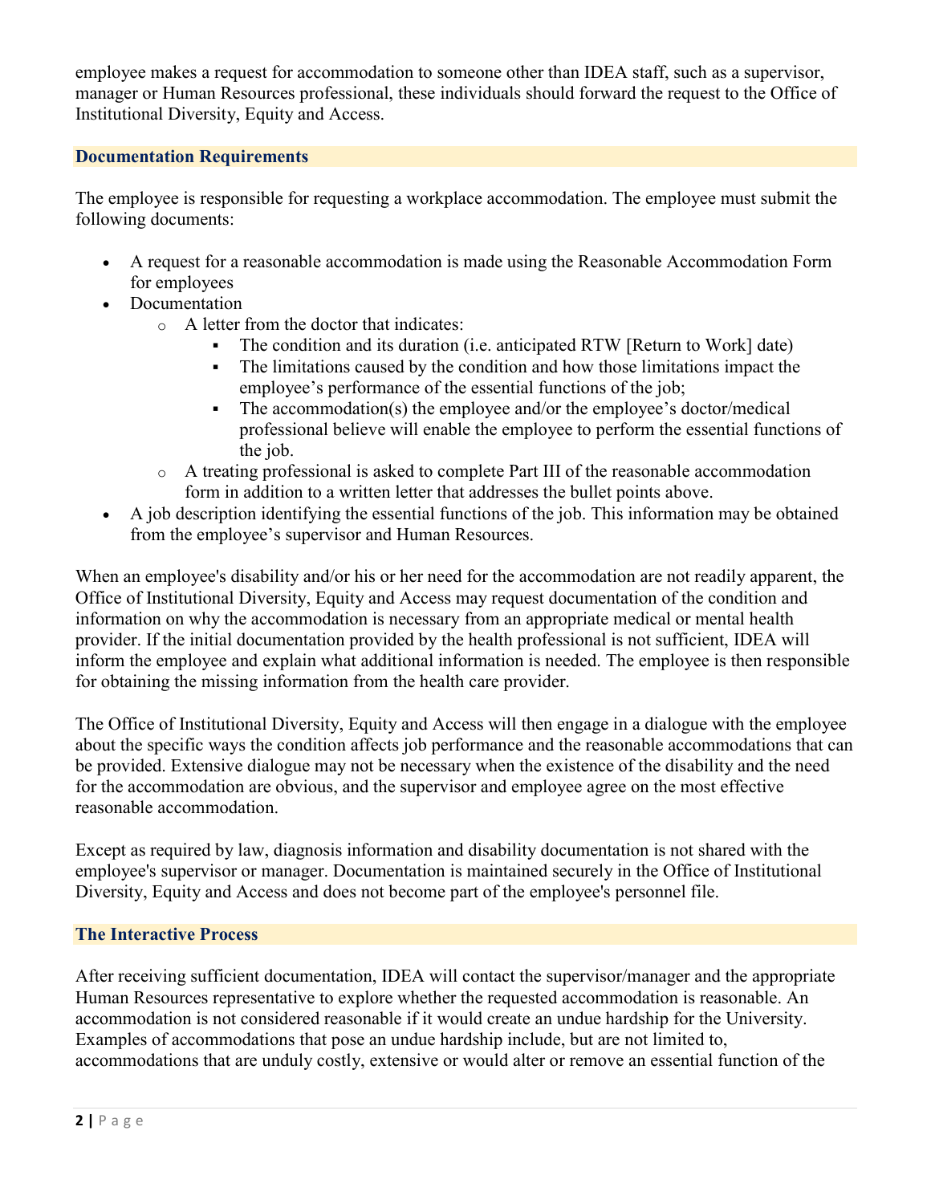employee makes a request for accommodation to someone other than IDEA staff, such as a supervisor, manager or Human Resources professional, these individuals should forward the request to the Office of Institutional Diversity, Equity and Access.

## Documentation Requirements

The employee is responsible for requesting a workplace accommodation. The employee must submit the following documents:

- A request for a reasonable accommodation is made using the Reasonable Accommodation Form for employees
- Documentation
  - A letter from the doctor that indicates:
    - The condition and its duration (i.e. anticipated RTW [Return to Work] date)
    - The limitations caused by the condition and how those limitations impact the employee's performance of the essential functions of the job;
    - The accommodation(s) the employee and/or the employee's doctor/medical professional believe will enable the employee to perform the essential functions of the job.
  - A treating professional is asked to complete Part III of the reasonable accommodation form in addition to a written letter that addresses the bullet points above.
- A job description identifying the essential functions of the job. This information may be obtained from the employee's supervisor and Human Resources.

When an employee's disability and/or his or her need for the accommodation are not readily apparent, the Office of Institutional Diversity, Equity and Access may request documentation of the condition and information on why the accommodation is necessary from an appropriate medical or mental health provider. If the initial documentation provided by the health professional is not sufficient, IDEA will inform the employee and explain what additional information is needed. The employee is then responsible for obtaining the missing information from the health care provider.

The Office of Institutional Diversity, Equity and Access will then engage in a dialogue with the employee about the specific ways the condition affects job performance and the reasonable accommodations that can be provided. Extensive dialogue may not be necessary when the existence of the disability and the need for the accommodation are obvious, and the supervisor and employee agree on the most effective reasonable accommodation.

Except as required by law, diagnosis information and disability documentation is not shared with the employee's supervisor or manager. Documentation is maintained securely in the Office of Institutional Diversity, Equity and Access and does not become part of the employee's personnel file.

## The Interactive Process

After receiving sufficient documentation, IDEA will contact the supervisor/manager and the appropriate Human Resources representative to explore whether the requested accommodation is reasonable. An accommodation is not considered reasonable if it would create an undue hardship for the University. Examples of accommodations that pose an undue hardship include, but are not limited to, accommodations that are unduly costly, extensive or would alter or remove an essential function of the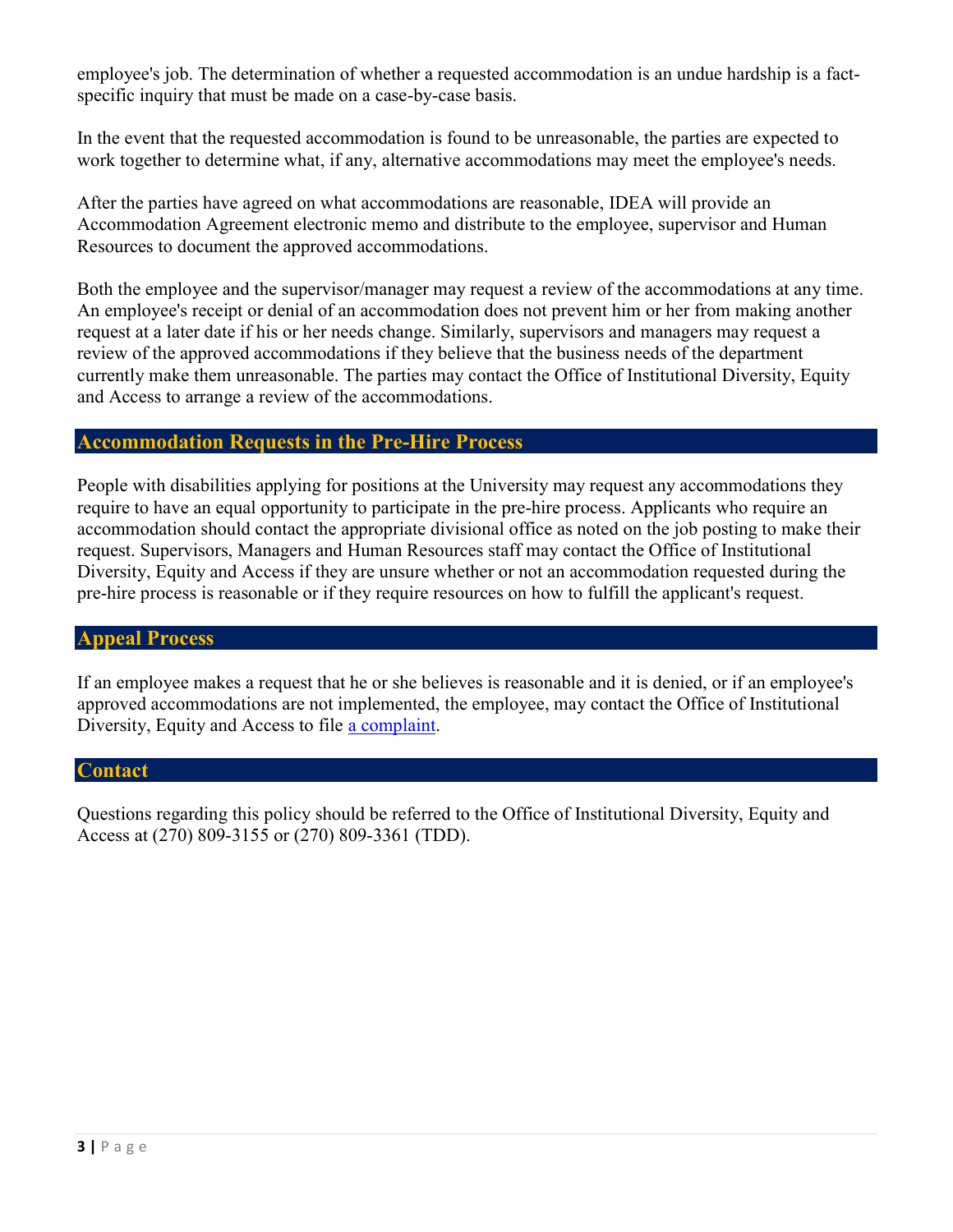employee's job. The determination of whether a requested accommodation is an undue hardship is a fact-specific inquiry that must be made on a case-by-case basis.

In the event that the requested accommodation is found to be unreasonable, the parties are expected to work together to determine what, if any, alternative accommodations may meet the employee's needs.

After the parties have agreed on what accommodations are reasonable, IDEA will provide an Accommodation Agreement electronic memo and distribute to the employee, supervisor and Human Resources to document the approved accommodations.

Both the employee and the supervisor/manager may request a review of the accommodations at any time. An employee's receipt or denial of an accommodation does not prevent him or her from making another request at a later date if his or her needs change. Similarly, supervisors and managers may request a review of the approved accommodations if they believe that the business needs of the department currently make them unreasonable. The parties may contact the Office of Institutional Diversity, Equity and Access to arrange a review of the accommodations.

## Accommodation Requests in the Pre-Hire Process

People with disabilities applying for positions at the University may request any accommodations they require to have an equal opportunity to participate in the pre-hire process. Applicants who require an accommodation should contact the appropriate divisional office as noted on the job posting to make their request. Supervisors, Managers and Human Resources staff may contact the Office of Institutional Diversity, Equity and Access if they are unsure whether or not an accommodation requested during the pre-hire process is reasonable or if they require resources on how to fulfill the applicant's request.

## Appeal Process

If an employee makes a request that he or she believes is reasonable and it is denied, or if an employee's approved accommodations are not implemented, the employee, may contact the Office of Institutional Diversity, Equity and Access to file a complaint.

## Contact

Questions regarding this policy should be referred to the Office of Institutional Diversity, Equity and Access at (270) 809-3155 or (270) 809-3361 (TDD).